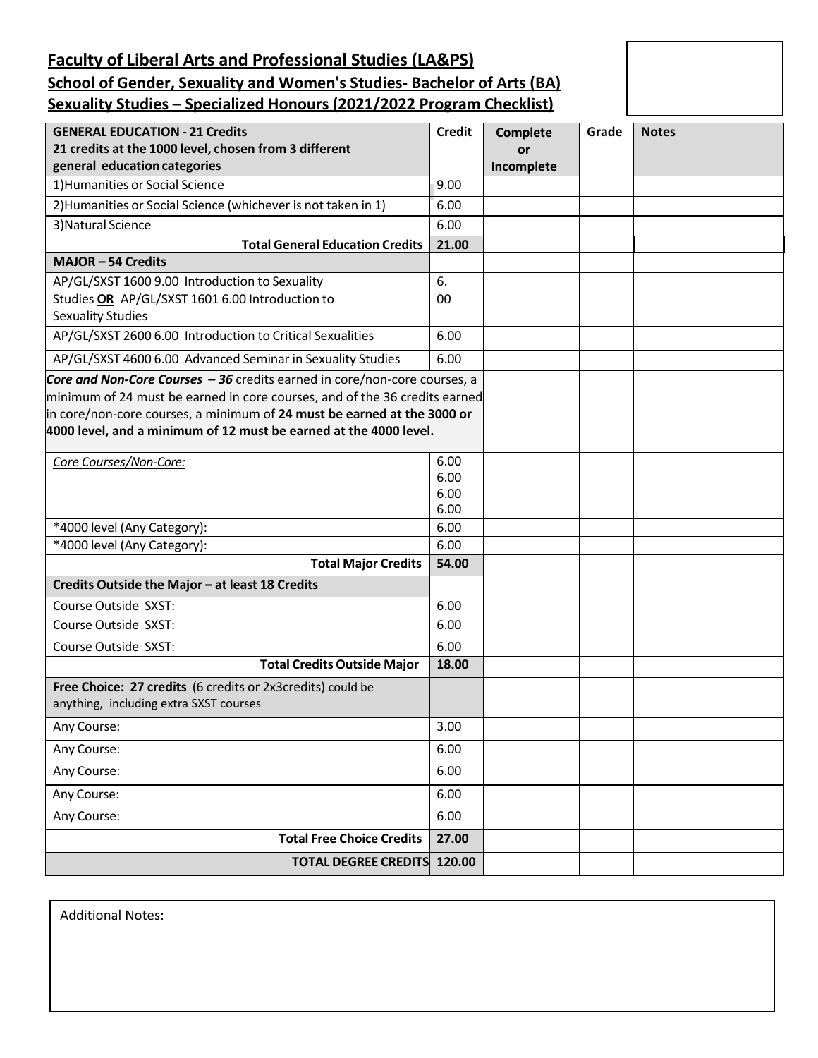# Faculty of Liberal Arts and Professional Studies (LA&PS)

## School of Gender, Sexuality and Women's Studies- Bachelor of Arts (BA)

## Sexuality Studies – Specialized Honours (2021/2022 Program Checklist)

| GENERAL EDUCATION - 21 Credits<br>21 credits at the 1000 level, chosen from 3 different general education categories | Credit | Complete or Incomplete | Grade | Notes |
|---|---|---|---|---|
| 1)Humanities or Social Science | 9.00 | | | |
| 2)Humanities or Social Science (whichever is not taken in 1) | 6.00 | | | |
| 3)Natural Science | 6.00 | | | |
| **Total General Education Credits** | **21.00** | | | |
| **MAJOR – 54 Credits** | | | | |
| AP/GL/SXST 1600 9.00 Introduction to Sexuality Studies **OR** AP/GL/SXST 1601 6.00 Introduction to Sexuality Studies | 6.00 | | | |
| AP/GL/SXST 2600 6.00 Introduction to Critical Sexualities | 6.00 | | | |
| AP/GL/SXST 4600 6.00 Advanced Seminar in Sexuality Studies | 6.00 | | | |
| ***Core and Non-Core Courses – 36*** credits earned in core/non-core courses, a minimum of 24 must be earned in core courses, and of the 36 credits earned in core/non-core courses, a minimum of **24 must be earned at the 3000 or 4000 level, and a minimum of 12 must be earned at the 4000 level.** | | | | |
| *Core Courses/Non-Core:* | 6.00<br>6.00<br>6.00<br>6.00 | | | |
| *4000 level (Any Category): | 6.00 | | | |
| *4000 level (Any Category): | 6.00 | | | |
| **Total Major Credits** | **54.00** | | | |
| **Credits Outside the Major – at least 18 Credits** | | | | |
| Course Outside SXST: | 6.00 | | | |
| Course Outside SXST: | 6.00 | | | |
| Course Outside SXST: | 6.00 | | | |
| **Total Credits Outside Major** | **18.00** | | | |
| **Free Choice: 27 credits** (6 credits or 2x3credits) could be anything, including extra SXST courses | | | | |
| Any Course: | 3.00 | | | |
| Any Course: | 6.00 | | | |
| Any Course: | 6.00 | | | |
| Any Course: | 6.00 | | | |
| Any Course: | 6.00 | | | |
| **Total Free Choice Credits** | **27.00** | | | |
| **TOTAL DEGREE CREDITS** | **120.00** | | | |

Additional Notes: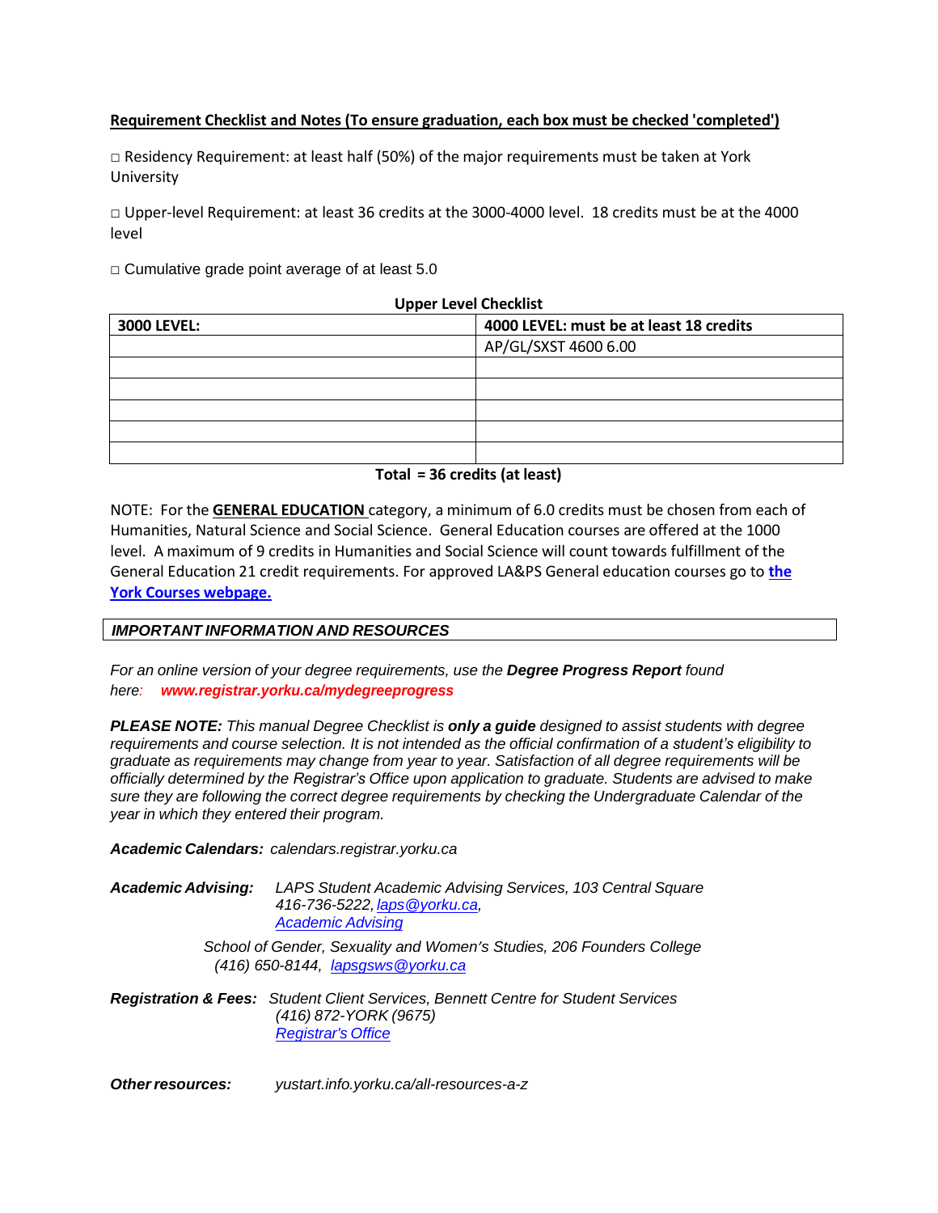**Requirement Checklist and Notes (To ensure graduation, each box must be checked 'completed')**

□ Residency Requirement: at least half (50%) of the major requirements must be taken at York University

□ Upper-level Requirement: at least 36 credits at the 3000-4000 level. 18 credits must be at the 4000 level

□ Cumulative grade point average of at least 5.0

**Upper Level Checklist**

| 3000 LEVEL: | 4000 LEVEL: must be at least 18 credits |
| --- | --- |
| | AP/GL/SXST 4600 6.00 |
| | |
| | |
| | |
| | |
| | |

**Total = 36 credits (at least)**

NOTE: For the **GENERAL EDUCATION** category, a minimum of 6.0 credits must be chosen from each of Humanities, Natural Science and Social Science. General Education courses are offered at the 1000 level. A maximum of 9 credits in Humanities and Social Science will count towards fulfillment of the General Education 21 credit requirements. For approved LA&PS General education courses go to **the York Courses webpage.**

***IMPORTANT INFORMATION AND RESOURCES***

*For an online version of your degree requirements, use the **Degree Progress Report** found here:* ***www.registrar.yorku.ca/mydegreeprogress***

***PLEASE NOTE:*** *This manual Degree Checklist is **only a guide** designed to assist students with degree requirements and course selection. It is not intended as the official confirmation of a student's eligibility to graduate as requirements may change from year to year. Satisfaction of all degree requirements will be officially determined by the Registrar's Office upon application to graduate. Students are advised to make sure they are following the correct degree requirements by checking the Undergraduate Calendar of the year in which they entered their program.*

***Academic Calendars:*** *calendars.registrar.yorku.ca*

***Academic Advising:*** *LAPS Student Academic Advising Services, 103 Central Square*
*416-736-5222, laps@yorku.ca,*
*Academic Advising*

*School of Gender, Sexuality and Women's Studies, 206 Founders College*
*(416) 650-8144, lapsgsws@yorku.ca*

***Registration & Fees:*** *Student Client Services, Bennett Centre for Student Services*
*(416) 872-YORK (9675)*
*Registrar's Office*

***Other resources:*** *yustart.info.yorku.ca/all-resources-a-z*